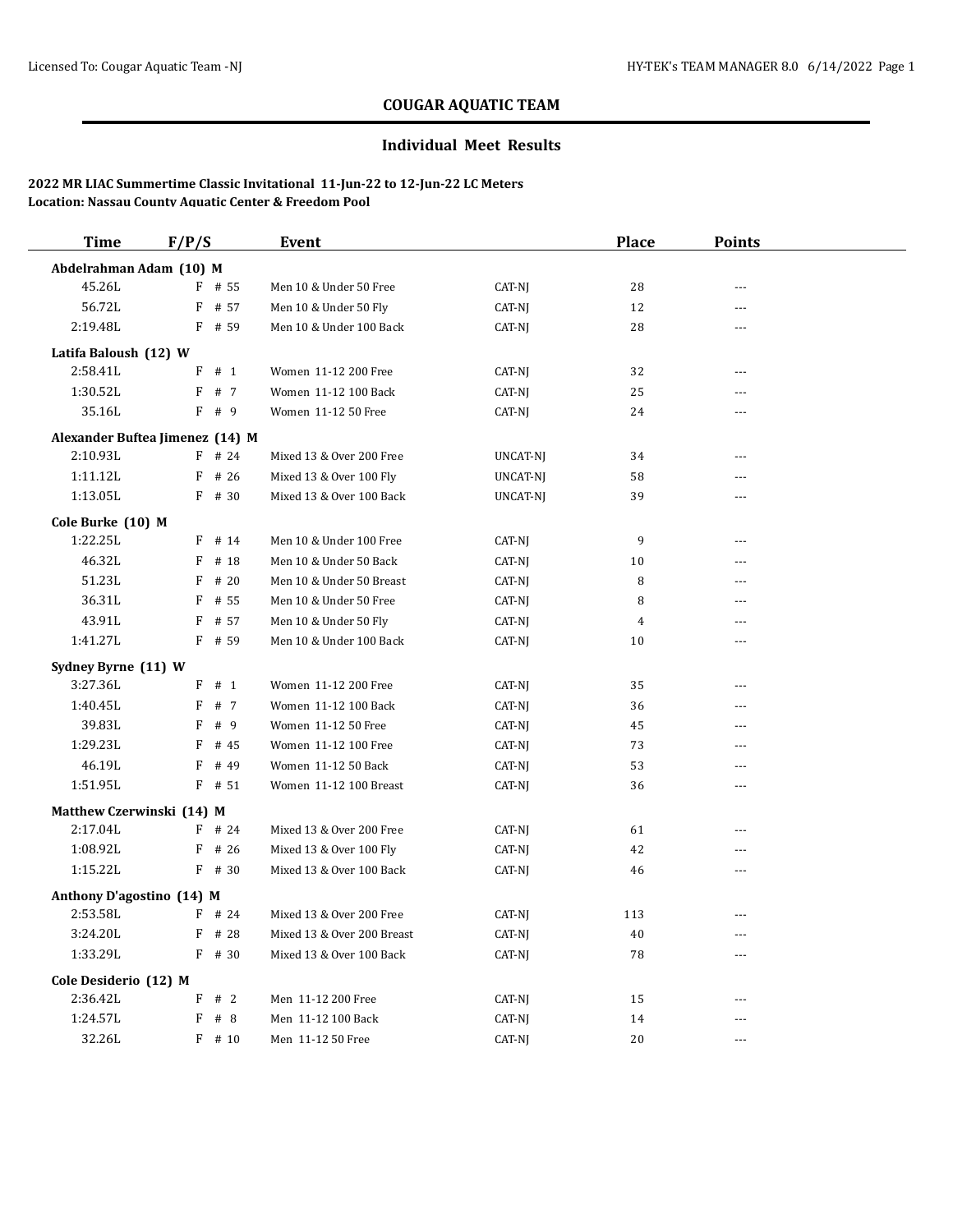# COUGAR AQUATIC TEAM

## Individual Meet Results

**2022 MR LIAC Summertime Classic Invitational 11-Jun-22 to 12-Jun-22 LC Meters**
**Location: Nassau County Aquatic Center & Freedom Pool**

| Time | F/P/S | Event | | Place | Points |
|---|---|---|---|---|---|
| **Abdelrahman Adam (10) M** | | | | | |
| 45.26L | F # 55 | Men 10 & Under 50 Free | CAT-NJ | 28 | --- |
| 56.72L | F # 57 | Men 10 & Under 50 Fly | CAT-NJ | 12 | --- |
| 2:19.48L | F # 59 | Men 10 & Under 100 Back | CAT-NJ | 28 | --- |
| **Latifa Baloush (12) W** | | | | | |
| 2:58.41L | F # 1 | Women 11-12 200 Free | CAT-NJ | 32 | --- |
| 1:30.52L | F # 7 | Women 11-12 100 Back | CAT-NJ | 25 | --- |
| 35.16L | F # 9 | Women 11-12 50 Free | CAT-NJ | 24 | --- |
| **Alexander Buftea Jimenez (14) M** | | | | | |
| 2:10.93L | F # 24 | Mixed 13 & Over 200 Free | UNCAT-NJ | 34 | --- |
| 1:11.12L | F # 26 | Mixed 13 & Over 100 Fly | UNCAT-NJ | 58 | --- |
| 1:13.05L | F # 30 | Mixed 13 & Over 100 Back | UNCAT-NJ | 39 | --- |
| **Cole Burke (10) M** | | | | | |
| 1:22.25L | F # 14 | Men 10 & Under 100 Free | CAT-NJ | 9 | --- |
| 46.32L | F # 18 | Men 10 & Under 50 Back | CAT-NJ | 10 | --- |
| 51.23L | F # 20 | Men 10 & Under 50 Breast | CAT-NJ | 8 | --- |
| 36.31L | F # 55 | Men 10 & Under 50 Free | CAT-NJ | 8 | --- |
| 43.91L | F # 57 | Men 10 & Under 50 Fly | CAT-NJ | 4 | --- |
| 1:41.27L | F # 59 | Men 10 & Under 100 Back | CAT-NJ | 10 | --- |
| **Sydney Byrne (11) W** | | | | | |
| 3:27.36L | F # 1 | Women 11-12 200 Free | CAT-NJ | 35 | --- |
| 1:40.45L | F # 7 | Women 11-12 100 Back | CAT-NJ | 36 | --- |
| 39.83L | F # 9 | Women 11-12 50 Free | CAT-NJ | 45 | --- |
| 1:29.23L | F # 45 | Women 11-12 100 Free | CAT-NJ | 73 | --- |
| 46.19L | F # 49 | Women 11-12 50 Back | CAT-NJ | 53 | --- |
| 1:51.95L | F # 51 | Women 11-12 100 Breast | CAT-NJ | 36 | --- |
| **Matthew Czerwinski (14) M** | | | | | |
| 2:17.04L | F # 24 | Mixed 13 & Over 200 Free | CAT-NJ | 61 | --- |
| 1:08.92L | F # 26 | Mixed 13 & Over 100 Fly | CAT-NJ | 42 | --- |
| 1:15.22L | F # 30 | Mixed 13 & Over 100 Back | CAT-NJ | 46 | --- |
| **Anthony D'agostino (14) M** | | | | | |
| 2:53.58L | F # 24 | Mixed 13 & Over 200 Free | CAT-NJ | 113 | --- |
| 3:24.20L | F # 28 | Mixed 13 & Over 200 Breast | CAT-NJ | 40 | --- |
| 1:33.29L | F # 30 | Mixed 13 & Over 100 Back | CAT-NJ | 78 | --- |
| **Cole Desiderio (12) M** | | | | | |
| 2:36.42L | F # 2 | Men 11-12 200 Free | CAT-NJ | 15 | --- |
| 1:24.57L | F # 8 | Men 11-12 100 Back | CAT-NJ | 14 | --- |
| 32.26L | F # 10 | Men 11-12 50 Free | CAT-NJ | 20 | --- |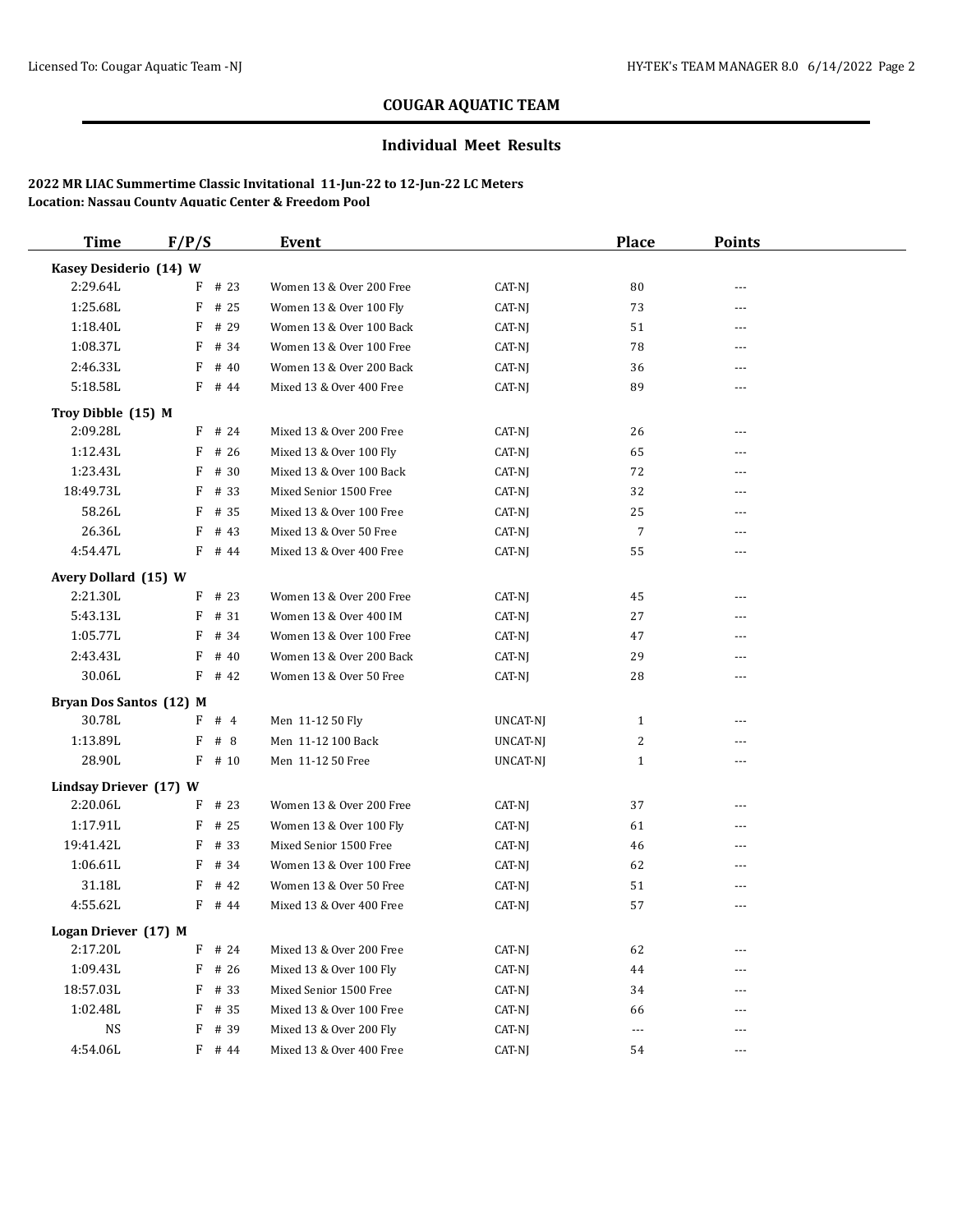## COUGAR AQUATIC TEAM

### Individual Meet Results

**2022 MR LIAC Summertime Classic Invitational 11-Jun-22 to 12-Jun-22 LC Meters**
**Location: Nassau County Aquatic Center & Freedom Pool**

| Time | F/P/S | Event | | Place | Points |
|---|---|---|---|---|---|
| **Kasey Desiderio (14) W** | | | | | |
| 2:29.64L | F # 23 | Women 13 & Over 200 Free | CAT-NJ | 80 | --- |
| 1:25.68L | F # 25 | Women 13 & Over 100 Fly | CAT-NJ | 73 | --- |
| 1:18.40L | F # 29 | Women 13 & Over 100 Back | CAT-NJ | 51 | --- |
| 1:08.37L | F # 34 | Women 13 & Over 100 Free | CAT-NJ | 78 | --- |
| 2:46.33L | F # 40 | Women 13 & Over 200 Back | CAT-NJ | 36 | --- |
| 5:18.58L | F # 44 | Mixed 13 & Over 400 Free | CAT-NJ | 89 | --- |
| **Troy Dibble (15) M** | | | | | |
| 2:09.28L | F # 24 | Mixed 13 & Over 200 Free | CAT-NJ | 26 | --- |
| 1:12.43L | F # 26 | Mixed 13 & Over 100 Fly | CAT-NJ | 65 | --- |
| 1:23.43L | F # 30 | Mixed 13 & Over 100 Back | CAT-NJ | 72 | --- |
| 18:49.73L | F # 33 | Mixed Senior 1500 Free | CAT-NJ | 32 | --- |
| 58.26L | F # 35 | Mixed 13 & Over 100 Free | CAT-NJ | 25 | --- |
| 26.36L | F # 43 | Mixed 13 & Over 50 Free | CAT-NJ | 7 | --- |
| 4:54.47L | F # 44 | Mixed 13 & Over 400 Free | CAT-NJ | 55 | --- |
| **Avery Dollard (15) W** | | | | | |
| 2:21.30L | F # 23 | Women 13 & Over 200 Free | CAT-NJ | 45 | --- |
| 5:43.13L | F # 31 | Women 13 & Over 400 IM | CAT-NJ | 27 | --- |
| 1:05.77L | F # 34 | Women 13 & Over 100 Free | CAT-NJ | 47 | --- |
| 2:43.43L | F # 40 | Women 13 & Over 200 Back | CAT-NJ | 29 | --- |
| 30.06L | F # 42 | Women 13 & Over 50 Free | CAT-NJ | 28 | --- |
| **Bryan Dos Santos (12) M** | | | | | |
| 30.78L | F # 4 | Men 11-12 50 Fly | UNCAT-NJ | 1 | --- |
| 1:13.89L | F # 8 | Men 11-12 100 Back | UNCAT-NJ | 2 | --- |
| 28.90L | F # 10 | Men 11-12 50 Free | UNCAT-NJ | 1 | --- |
| **Lindsay Driever (17) W** | | | | | |
| 2:20.06L | F # 23 | Women 13 & Over 200 Free | CAT-NJ | 37 | --- |
| 1:17.91L | F # 25 | Women 13 & Over 100 Fly | CAT-NJ | 61 | --- |
| 19:41.42L | F # 33 | Mixed Senior 1500 Free | CAT-NJ | 46 | --- |
| 1:06.61L | F # 34 | Women 13 & Over 100 Free | CAT-NJ | 62 | --- |
| 31.18L | F # 42 | Women 13 & Over 50 Free | CAT-NJ | 51 | --- |
| 4:55.62L | F # 44 | Mixed 13 & Over 400 Free | CAT-NJ | 57 | --- |
| **Logan Driever (17) M** | | | | | |
| 2:17.20L | F # 24 | Mixed 13 & Over 200 Free | CAT-NJ | 62 | --- |
| 1:09.43L | F # 26 | Mixed 13 & Over 100 Fly | CAT-NJ | 44 | --- |
| 18:57.03L | F # 33 | Mixed Senior 1500 Free | CAT-NJ | 34 | --- |
| 1:02.48L | F # 35 | Mixed 13 & Over 100 Free | CAT-NJ | 66 | --- |
| NS | F # 39 | Mixed 13 & Over 200 Fly | CAT-NJ | --- | --- |
| 4:54.06L | F # 44 | Mixed 13 & Over 400 Free | CAT-NJ | 54 | --- |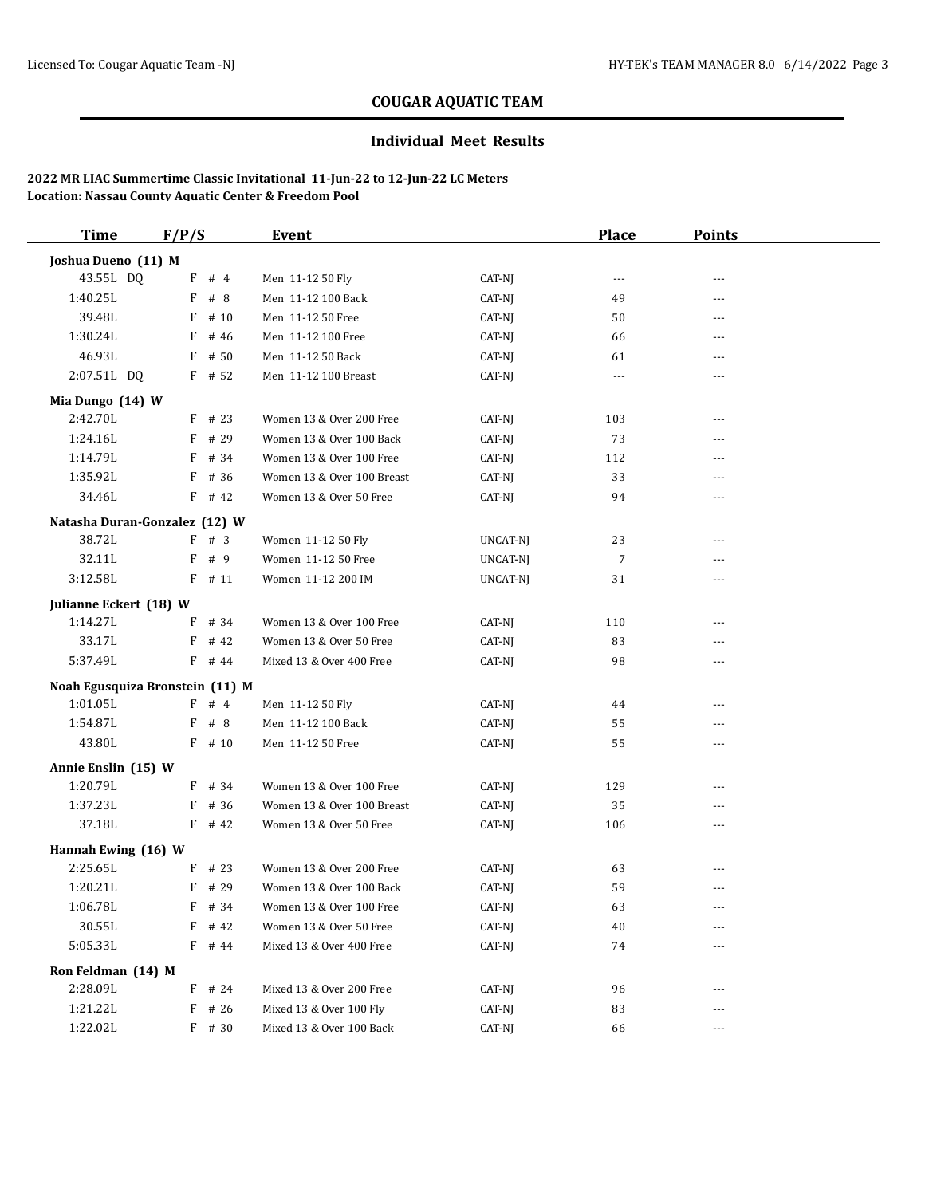## COUGAR AQUATIC TEAM

### Individual Meet Results

**2022 MR LIAC Summertime Classic Invitational 11-Jun-22 to 12-Jun-22 LC Meters**
**Location: Nassau County Aquatic Center & Freedom Pool**

| Time | F/P/S | Event | | Place | Points |
|---|---|---|---|---|---|
| **Joshua Dueno (11) M** | | | | | |
| 43.55L DQ | F # 4 | Men 11-12 50 Fly | CAT-NJ | --- | --- |
| 1:40.25L | F # 8 | Men 11-12 100 Back | CAT-NJ | 49 | --- |
| 39.48L | F # 10 | Men 11-12 50 Free | CAT-NJ | 50 | --- |
| 1:30.24L | F # 46 | Men 11-12 100 Free | CAT-NJ | 66 | --- |
| 46.93L | F # 50 | Men 11-12 50 Back | CAT-NJ | 61 | --- |
| 2:07.51L DQ | F # 52 | Men 11-12 100 Breast | CAT-NJ | --- | --- |
| **Mia Dungo (14) W** | | | | | |
| 2:42.70L | F # 23 | Women 13 & Over 200 Free | CAT-NJ | 103 | --- |
| 1:24.16L | F # 29 | Women 13 & Over 100 Back | CAT-NJ | 73 | --- |
| 1:14.79L | F # 34 | Women 13 & Over 100 Free | CAT-NJ | 112 | --- |
| 1:35.92L | F # 36 | Women 13 & Over 100 Breast | CAT-NJ | 33 | --- |
| 34.46L | F # 42 | Women 13 & Over 50 Free | CAT-NJ | 94 | --- |
| **Natasha Duran-Gonzalez (12) W** | | | | | |
| 38.72L | F # 3 | Women 11-12 50 Fly | UNCAT-NJ | 23 | --- |
| 32.11L | F # 9 | Women 11-12 50 Free | UNCAT-NJ | 7 | --- |
| 3:12.58L | F # 11 | Women 11-12 200 IM | UNCAT-NJ | 31 | --- |
| **Julianne Eckert (18) W** | | | | | |
| 1:14.27L | F # 34 | Women 13 & Over 100 Free | CAT-NJ | 110 | --- |
| 33.17L | F # 42 | Women 13 & Over 50 Free | CAT-NJ | 83 | --- |
| 5:37.49L | F # 44 | Mixed 13 & Over 400 Free | CAT-NJ | 98 | --- |
| **Noah Egusquiza Bronstein (11) M** | | | | | |
| 1:01.05L | F # 4 | Men 11-12 50 Fly | CAT-NJ | 44 | --- |
| 1:54.87L | F # 8 | Men 11-12 100 Back | CAT-NJ | 55 | --- |
| 43.80L | F # 10 | Men 11-12 50 Free | CAT-NJ | 55 | --- |
| **Annie Enslin (15) W** | | | | | |
| 1:20.79L | F # 34 | Women 13 & Over 100 Free | CAT-NJ | 129 | --- |
| 1:37.23L | F # 36 | Women 13 & Over 100 Breast | CAT-NJ | 35 | --- |
| 37.18L | F # 42 | Women 13 & Over 50 Free | CAT-NJ | 106 | --- |
| **Hannah Ewing (16) W** | | | | | |
| 2:25.65L | F # 23 | Women 13 & Over 200 Free | CAT-NJ | 63 | --- |
| 1:20.21L | F # 29 | Women 13 & Over 100 Back | CAT-NJ | 59 | --- |
| 1:06.78L | F # 34 | Women 13 & Over 100 Free | CAT-NJ | 63 | --- |
| 30.55L | F # 42 | Women 13 & Over 50 Free | CAT-NJ | 40 | --- |
| 5:05.33L | F # 44 | Mixed 13 & Over 400 Free | CAT-NJ | 74 | --- |
| **Ron Feldman (14) M** | | | | | |
| 2:28.09L | F # 24 | Mixed 13 & Over 200 Free | CAT-NJ | 96 | --- |
| 1:21.22L | F # 26 | Mixed 13 & Over 100 Fly | CAT-NJ | 83 | --- |
| 1:22.02L | F # 30 | Mixed 13 & Over 100 Back | CAT-NJ | 66 | --- |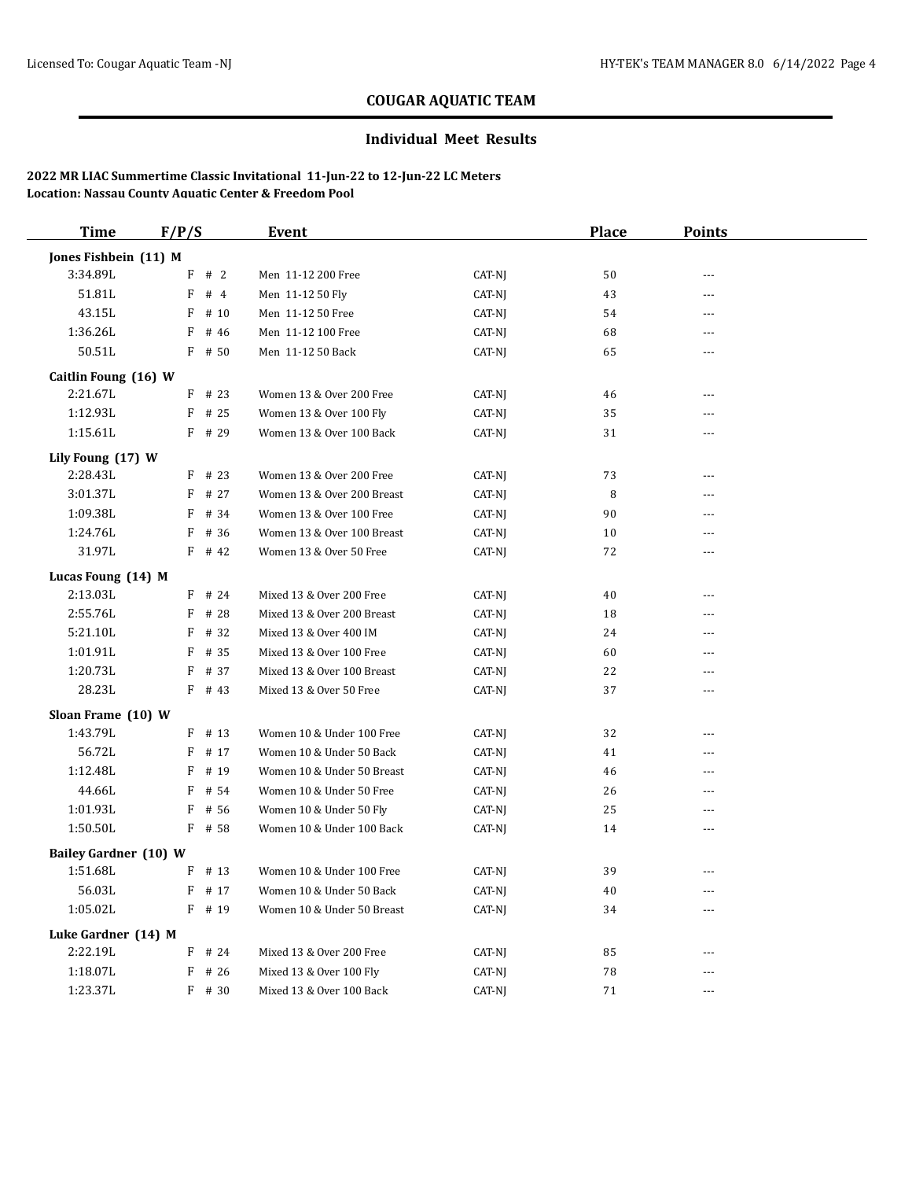## COUGAR AQUATIC TEAM

### Individual Meet Results

**2022 MR LIAC Summertime Classic Invitational 11-Jun-22 to 12-Jun-22 LC Meters**
**Location: Nassau County Aquatic Center & Freedom Pool**

| Time | F/P/S | Event | | Place | Points |
|---|---|---|---|---|---|
| **Jones Fishbein (11) M** | | | | | |
| 3:34.89L | F # 2 | Men 11-12 200 Free | CAT-NJ | 50 | --- |
| 51.81L | F # 4 | Men 11-12 50 Fly | CAT-NJ | 43 | --- |
| 43.15L | F # 10 | Men 11-12 50 Free | CAT-NJ | 54 | --- |
| 1:36.26L | F # 46 | Men 11-12 100 Free | CAT-NJ | 68 | --- |
| 50.51L | F # 50 | Men 11-12 50 Back | CAT-NJ | 65 | --- |
| **Caitlin Foung (16) W** | | | | | |
| 2:21.67L | F # 23 | Women 13 & Over 200 Free | CAT-NJ | 46 | --- |
| 1:12.93L | F # 25 | Women 13 & Over 100 Fly | CAT-NJ | 35 | --- |
| 1:15.61L | F # 29 | Women 13 & Over 100 Back | CAT-NJ | 31 | --- |
| **Lily Foung (17) W** | | | | | |
| 2:28.43L | F # 23 | Women 13 & Over 200 Free | CAT-NJ | 73 | --- |
| 3:01.37L | F # 27 | Women 13 & Over 200 Breast | CAT-NJ | 8 | --- |
| 1:09.38L | F # 34 | Women 13 & Over 100 Free | CAT-NJ | 90 | --- |
| 1:24.76L | F # 36 | Women 13 & Over 100 Breast | CAT-NJ | 10 | --- |
| 31.97L | F # 42 | Women 13 & Over 50 Free | CAT-NJ | 72 | --- |
| **Lucas Foung (14) M** | | | | | |
| 2:13.03L | F # 24 | Mixed 13 & Over 200 Free | CAT-NJ | 40 | --- |
| 2:55.76L | F # 28 | Mixed 13 & Over 200 Breast | CAT-NJ | 18 | --- |
| 5:21.10L | F # 32 | Mixed 13 & Over 400 IM | CAT-NJ | 24 | --- |
| 1:01.91L | F # 35 | Mixed 13 & Over 100 Free | CAT-NJ | 60 | --- |
| 1:20.73L | F # 37 | Mixed 13 & Over 100 Breast | CAT-NJ | 22 | --- |
| 28.23L | F # 43 | Mixed 13 & Over 50 Free | CAT-NJ | 37 | --- |
| **Sloan Frame (10) W** | | | | | |
| 1:43.79L | F # 13 | Women 10 & Under 100 Free | CAT-NJ | 32 | --- |
| 56.72L | F # 17 | Women 10 & Under 50 Back | CAT-NJ | 41 | --- |
| 1:12.48L | F # 19 | Women 10 & Under 50 Breast | CAT-NJ | 46 | --- |
| 44.66L | F # 54 | Women 10 & Under 50 Free | CAT-NJ | 26 | --- |
| 1:01.93L | F # 56 | Women 10 & Under 50 Fly | CAT-NJ | 25 | --- |
| 1:50.50L | F # 58 | Women 10 & Under 100 Back | CAT-NJ | 14 | --- |
| **Bailey Gardner (10) W** | | | | | |
| 1:51.68L | F # 13 | Women 10 & Under 100 Free | CAT-NJ | 39 | --- |
| 56.03L | F # 17 | Women 10 & Under 50 Back | CAT-NJ | 40 | --- |
| 1:05.02L | F # 19 | Women 10 & Under 50 Breast | CAT-NJ | 34 | --- |
| **Luke Gardner (14) M** | | | | | |
| 2:22.19L | F # 24 | Mixed 13 & Over 200 Free | CAT-NJ | 85 | --- |
| 1:18.07L | F # 26 | Mixed 13 & Over 100 Fly | CAT-NJ | 78 | --- |
| 1:23.37L | F # 30 | Mixed 13 & Over 100 Back | CAT-NJ | 71 | --- |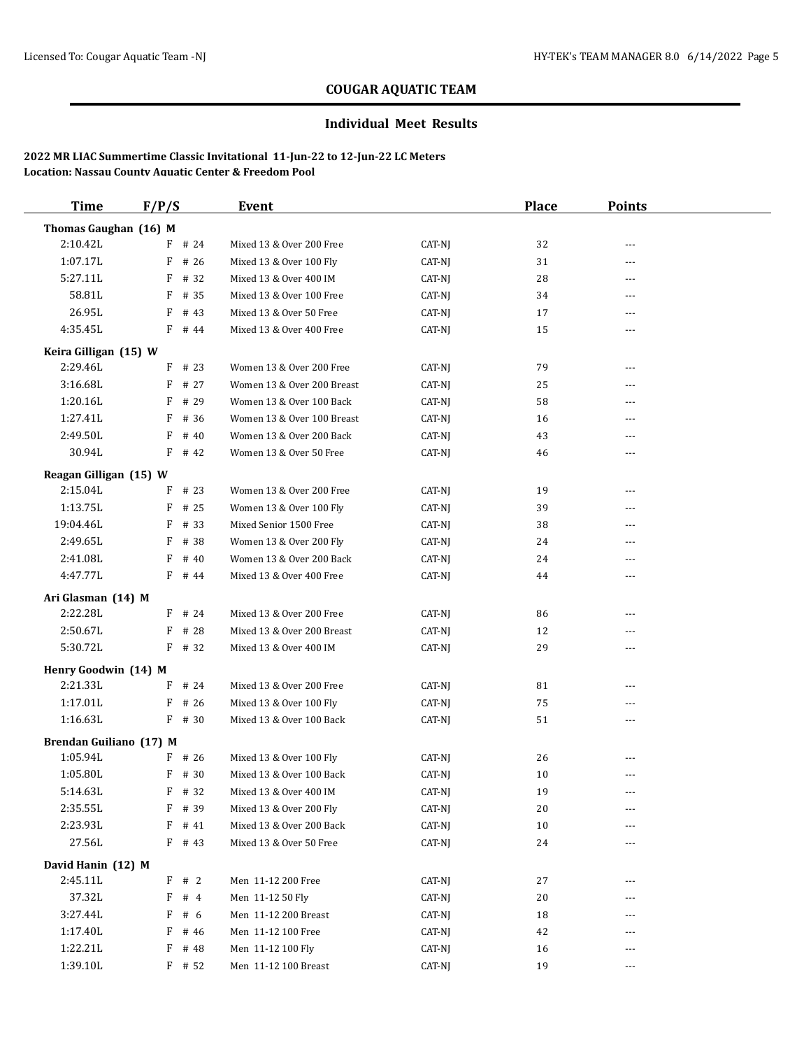## COUGAR AQUATIC TEAM

### Individual Meet Results

**2022 MR LIAC Summertime Classic Invitational 11-Jun-22 to 12-Jun-22 LC Meters**
**Location: Nassau County Aquatic Center & Freedom Pool**

| Time | F/P/S | Event | | Place | Points |
|---|---|---|---|---|---|
| **Thomas Gaughan (16) M** | | | | | |
| 2:10.42L | F # 24 | Mixed 13 & Over 200 Free | CAT-NJ | 32 | --- |
| 1:07.17L | F # 26 | Mixed 13 & Over 100 Fly | CAT-NJ | 31 | --- |
| 5:27.11L | F # 32 | Mixed 13 & Over 400 IM | CAT-NJ | 28 | --- |
| 58.81L | F # 35 | Mixed 13 & Over 100 Free | CAT-NJ | 34 | --- |
| 26.95L | F # 43 | Mixed 13 & Over 50 Free | CAT-NJ | 17 | --- |
| 4:35.45L | F # 44 | Mixed 13 & Over 400 Free | CAT-NJ | 15 | --- |
| **Keira Gilligan (15) W** | | | | | |
| 2:29.46L | F # 23 | Women 13 & Over 200 Free | CAT-NJ | 79 | --- |
| 3:16.68L | F # 27 | Women 13 & Over 200 Breast | CAT-NJ | 25 | --- |
| 1:20.16L | F # 29 | Women 13 & Over 100 Back | CAT-NJ | 58 | --- |
| 1:27.41L | F # 36 | Women 13 & Over 100 Breast | CAT-NJ | 16 | --- |
| 2:49.50L | F # 40 | Women 13 & Over 200 Back | CAT-NJ | 43 | --- |
| 30.94L | F # 42 | Women 13 & Over 50 Free | CAT-NJ | 46 | --- |
| **Reagan Gilligan (15) W** | | | | | |
| 2:15.04L | F # 23 | Women 13 & Over 200 Free | CAT-NJ | 19 | --- |
| 1:13.75L | F # 25 | Women 13 & Over 100 Fly | CAT-NJ | 39 | --- |
| 19:04.46L | F # 33 | Mixed Senior 1500 Free | CAT-NJ | 38 | --- |
| 2:49.65L | F # 38 | Women 13 & Over 200 Fly | CAT-NJ | 24 | --- |
| 2:41.08L | F # 40 | Women 13 & Over 200 Back | CAT-NJ | 24 | --- |
| 4:47.77L | F # 44 | Mixed 13 & Over 400 Free | CAT-NJ | 44 | --- |
| **Ari Glasman (14) M** | | | | | |
| 2:22.28L | F # 24 | Mixed 13 & Over 200 Free | CAT-NJ | 86 | --- |
| 2:50.67L | F # 28 | Mixed 13 & Over 200 Breast | CAT-NJ | 12 | --- |
| 5:30.72L | F # 32 | Mixed 13 & Over 400 IM | CAT-NJ | 29 | --- |
| **Henry Goodwin (14) M** | | | | | |
| 2:21.33L | F # 24 | Mixed 13 & Over 200 Free | CAT-NJ | 81 | --- |
| 1:17.01L | F # 26 | Mixed 13 & Over 100 Fly | CAT-NJ | 75 | --- |
| 1:16.63L | F # 30 | Mixed 13 & Over 100 Back | CAT-NJ | 51 | --- |
| **Brendan Guiliano (17) M** | | | | | |
| 1:05.94L | F # 26 | Mixed 13 & Over 100 Fly | CAT-NJ | 26 | --- |
| 1:05.80L | F # 30 | Mixed 13 & Over 100 Back | CAT-NJ | 10 | --- |
| 5:14.63L | F # 32 | Mixed 13 & Over 400 IM | CAT-NJ | 19 | --- |
| 2:35.55L | F # 39 | Mixed 13 & Over 200 Fly | CAT-NJ | 20 | --- |
| 2:23.93L | F # 41 | Mixed 13 & Over 200 Back | CAT-NJ | 10 | --- |
| 27.56L | F # 43 | Mixed 13 & Over 50 Free | CAT-NJ | 24 | --- |
| **David Hanin (12) M** | | | | | |
| 2:45.11L | F # 2 | Men 11-12 200 Free | CAT-NJ | 27 | --- |
| 37.32L | F # 4 | Men 11-12 50 Fly | CAT-NJ | 20 | --- |
| 3:27.44L | F # 6 | Men 11-12 200 Breast | CAT-NJ | 18 | --- |
| 1:17.40L | F # 46 | Men 11-12 100 Free | CAT-NJ | 42 | --- |
| 1:22.21L | F # 48 | Men 11-12 100 Fly | CAT-NJ | 16 | --- |
| 1:39.10L | F # 52 | Men 11-12 100 Breast | CAT-NJ | 19 | --- |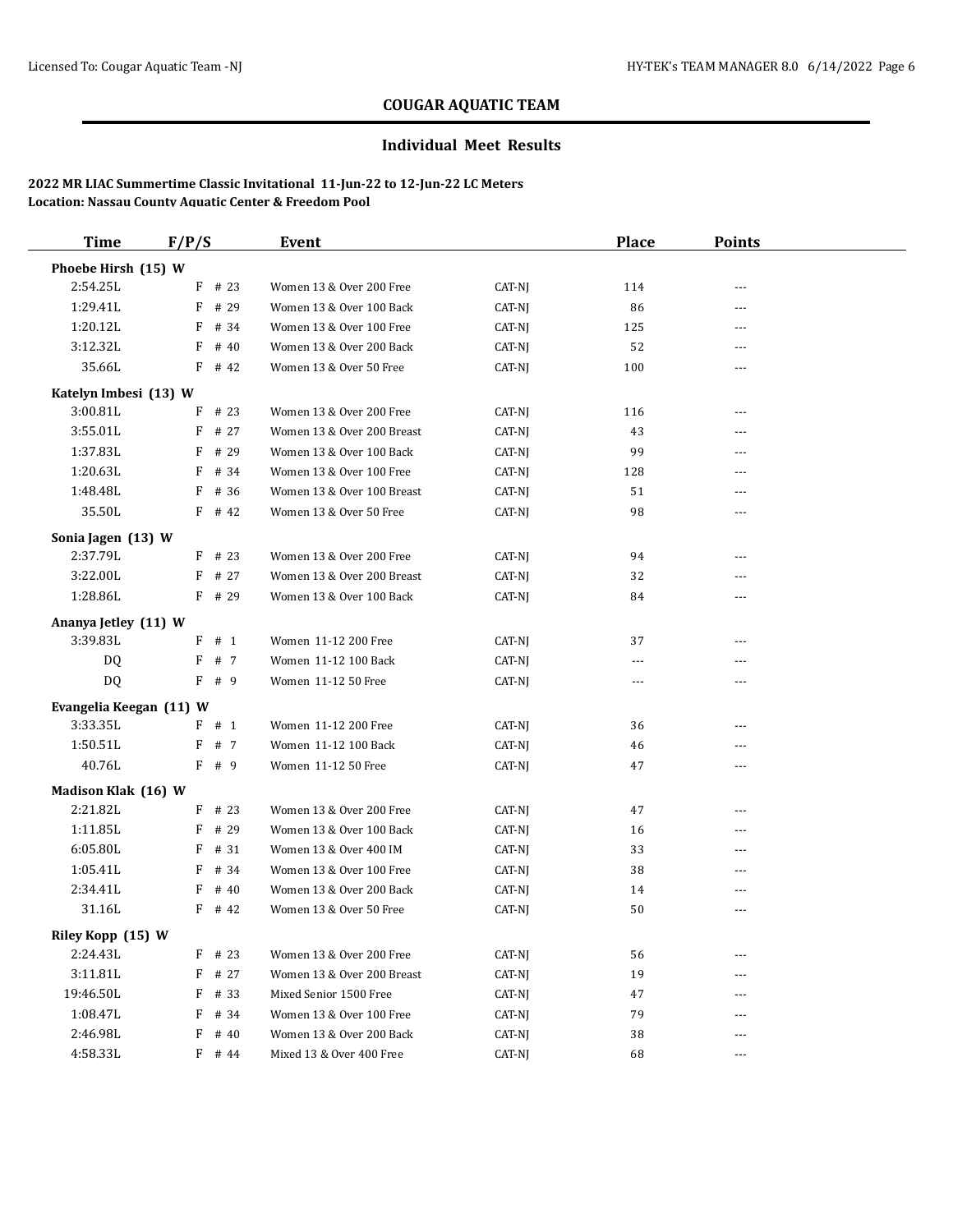## COUGAR AQUATIC TEAM

### Individual Meet Results

**2022 MR LIAC Summertime Classic Invitational 11-Jun-22 to 12-Jun-22 LC Meters**
**Location: Nassau County Aquatic Center & Freedom Pool**

| Time | F/P/S | Event | | Place | Points |
|---|---|---|---|---|---|
| **Phoebe Hirsh (15) W** | | | | | |
| 2:54.25L | F # 23 | Women 13 & Over 200 Free | CAT-NJ | 114 | --- |
| 1:29.41L | F # 29 | Women 13 & Over 100 Back | CAT-NJ | 86 | --- |
| 1:20.12L | F # 34 | Women 13 & Over 100 Free | CAT-NJ | 125 | --- |
| 3:12.32L | F # 40 | Women 13 & Over 200 Back | CAT-NJ | 52 | --- |
| 35.66L | F # 42 | Women 13 & Over 50 Free | CAT-NJ | 100 | --- |
| **Katelyn Imbesi (13) W** | | | | | |
| 3:00.81L | F # 23 | Women 13 & Over 200 Free | CAT-NJ | 116 | --- |
| 3:55.01L | F # 27 | Women 13 & Over 200 Breast | CAT-NJ | 43 | --- |
| 1:37.83L | F # 29 | Women 13 & Over 100 Back | CAT-NJ | 99 | --- |
| 1:20.63L | F # 34 | Women 13 & Over 100 Free | CAT-NJ | 128 | --- |
| 1:48.48L | F # 36 | Women 13 & Over 100 Breast | CAT-NJ | 51 | --- |
| 35.50L | F # 42 | Women 13 & Over 50 Free | CAT-NJ | 98 | --- |
| **Sonia Jagen (13) W** | | | | | |
| 2:37.79L | F # 23 | Women 13 & Over 200 Free | CAT-NJ | 94 | --- |
| 3:22.00L | F # 27 | Women 13 & Over 200 Breast | CAT-NJ | 32 | --- |
| 1:28.86L | F # 29 | Women 13 & Over 100 Back | CAT-NJ | 84 | --- |
| **Ananya Jetley (11) W** | | | | | |
| 3:39.83L | F # 1 | Women 11-12 200 Free | CAT-NJ | 37 | --- |
| DQ | F # 7 | Women 11-12 100 Back | CAT-NJ | --- | --- |
| DQ | F # 9 | Women 11-12 50 Free | CAT-NJ | --- | --- |
| **Evangelia Keegan (11) W** | | | | | |
| 3:33.35L | F # 1 | Women 11-12 200 Free | CAT-NJ | 36 | --- |
| 1:50.51L | F # 7 | Women 11-12 100 Back | CAT-NJ | 46 | --- |
| 40.76L | F # 9 | Women 11-12 50 Free | CAT-NJ | 47 | --- |
| **Madison Klak (16) W** | | | | | |
| 2:21.82L | F # 23 | Women 13 & Over 200 Free | CAT-NJ | 47 | --- |
| 1:11.85L | F # 29 | Women 13 & Over 100 Back | CAT-NJ | 16 | --- |
| 6:05.80L | F # 31 | Women 13 & Over 400 IM | CAT-NJ | 33 | --- |
| 1:05.41L | F # 34 | Women 13 & Over 100 Free | CAT-NJ | 38 | --- |
| 2:34.41L | F # 40 | Women 13 & Over 200 Back | CAT-NJ | 14 | --- |
| 31.16L | F # 42 | Women 13 & Over 50 Free | CAT-NJ | 50 | --- |
| **Riley Kopp (15) W** | | | | | |
| 2:24.43L | F # 23 | Women 13 & Over 200 Free | CAT-NJ | 56 | --- |
| 3:11.81L | F # 27 | Women 13 & Over 200 Breast | CAT-NJ | 19 | --- |
| 19:46.50L | F # 33 | Mixed Senior 1500 Free | CAT-NJ | 47 | --- |
| 1:08.47L | F # 34 | Women 13 & Over 100 Free | CAT-NJ | 79 | --- |
| 2:46.98L | F # 40 | Women 13 & Over 200 Back | CAT-NJ | 38 | --- |
| 4:58.33L | F # 44 | Mixed 13 & Over 400 Free | CAT-NJ | 68 | --- |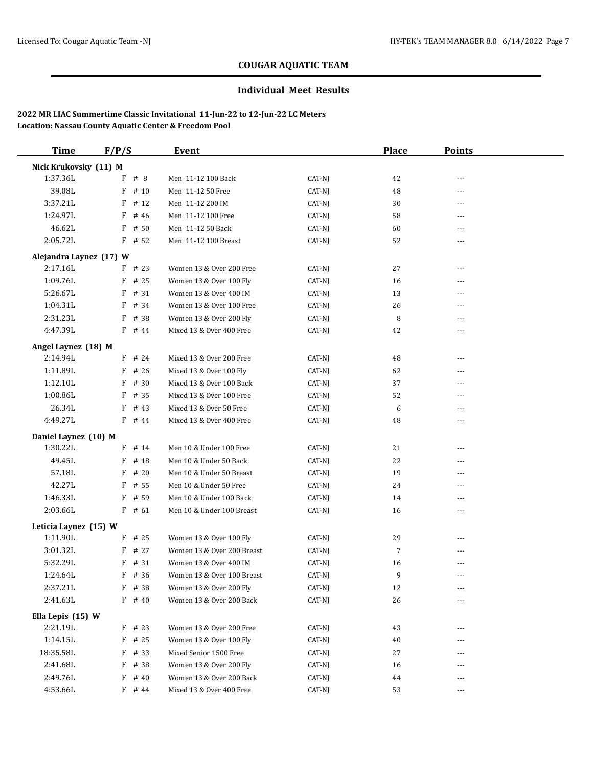## COUGAR AQUATIC TEAM

### Individual Meet Results

**2022 MR LIAC Summertime Classic Invitational 11-Jun-22 to 12-Jun-22 LC Meters**
**Location: Nassau County Aquatic Center & Freedom Pool**

| Time | F/P/S | Event | | Place | Points |
|---|---|---|---|---|---|
| **Nick Krukovsky (11) M** | | | | | |
| 1:37.36L | F # 8 | Men 11-12 100 Back | CAT-NJ | 42 | --- |
| 39.08L | F # 10 | Men 11-12 50 Free | CAT-NJ | 48 | --- |
| 3:37.21L | F # 12 | Men 11-12 200 IM | CAT-NJ | 30 | --- |
| 1:24.97L | F # 46 | Men 11-12 100 Free | CAT-NJ | 58 | --- |
| 46.62L | F # 50 | Men 11-12 50 Back | CAT-NJ | 60 | --- |
| 2:05.72L | F # 52 | Men 11-12 100 Breast | CAT-NJ | 52 | --- |
| **Alejandra Laynez (17) W** | | | | | |
| 2:17.16L | F # 23 | Women 13 & Over 200 Free | CAT-NJ | 27 | --- |
| 1:09.76L | F # 25 | Women 13 & Over 100 Fly | CAT-NJ | 16 | --- |
| 5:26.67L | F # 31 | Women 13 & Over 400 IM | CAT-NJ | 13 | --- |
| 1:04.31L | F # 34 | Women 13 & Over 100 Free | CAT-NJ | 26 | --- |
| 2:31.23L | F # 38 | Women 13 & Over 200 Fly | CAT-NJ | 8 | --- |
| 4:47.39L | F # 44 | Mixed 13 & Over 400 Free | CAT-NJ | 42 | --- |
| **Angel Laynez (18) M** | | | | | |
| 2:14.94L | F # 24 | Mixed 13 & Over 200 Free | CAT-NJ | 48 | --- |
| 1:11.89L | F # 26 | Mixed 13 & Over 100 Fly | CAT-NJ | 62 | --- |
| 1:12.10L | F # 30 | Mixed 13 & Over 100 Back | CAT-NJ | 37 | --- |
| 1:00.86L | F # 35 | Mixed 13 & Over 100 Free | CAT-NJ | 52 | --- |
| 26.34L | F # 43 | Mixed 13 & Over 50 Free | CAT-NJ | 6 | --- |
| 4:49.27L | F # 44 | Mixed 13 & Over 400 Free | CAT-NJ | 48 | --- |
| **Daniel Laynez (10) M** | | | | | |
| 1:30.22L | F # 14 | Men 10 & Under 100 Free | CAT-NJ | 21 | --- |
| 49.45L | F # 18 | Men 10 & Under 50 Back | CAT-NJ | 22 | --- |
| 57.18L | F # 20 | Men 10 & Under 50 Breast | CAT-NJ | 19 | --- |
| 42.27L | F # 55 | Men 10 & Under 50 Free | CAT-NJ | 24 | --- |
| 1:46.33L | F # 59 | Men 10 & Under 100 Back | CAT-NJ | 14 | --- |
| 2:03.66L | F # 61 | Men 10 & Under 100 Breast | CAT-NJ | 16 | --- |
| **Leticia Laynez (15) W** | | | | | |
| 1:11.90L | F # 25 | Women 13 & Over 100 Fly | CAT-NJ | 29 | --- |
| 3:01.32L | F # 27 | Women 13 & Over 200 Breast | CAT-NJ | 7 | --- |
| 5:32.29L | F # 31 | Women 13 & Over 400 IM | CAT-NJ | 16 | --- |
| 1:24.64L | F # 36 | Women 13 & Over 100 Breast | CAT-NJ | 9 | --- |
| 2:37.21L | F # 38 | Women 13 & Over 200 Fly | CAT-NJ | 12 | --- |
| 2:41.63L | F # 40 | Women 13 & Over 200 Back | CAT-NJ | 26 | --- |
| **Ella Lepis (15) W** | | | | | |
| 2:21.19L | F # 23 | Women 13 & Over 200 Free | CAT-NJ | 43 | --- |
| 1:14.15L | F # 25 | Women 13 & Over 100 Fly | CAT-NJ | 40 | --- |
| 18:35.58L | F # 33 | Mixed Senior 1500 Free | CAT-NJ | 27 | --- |
| 2:41.68L | F # 38 | Women 13 & Over 200 Fly | CAT-NJ | 16 | --- |
| 2:49.76L | F # 40 | Women 13 & Over 200 Back | CAT-NJ | 44 | --- |
| 4:53.66L | F # 44 | Mixed 13 & Over 400 Free | CAT-NJ | 53 | --- |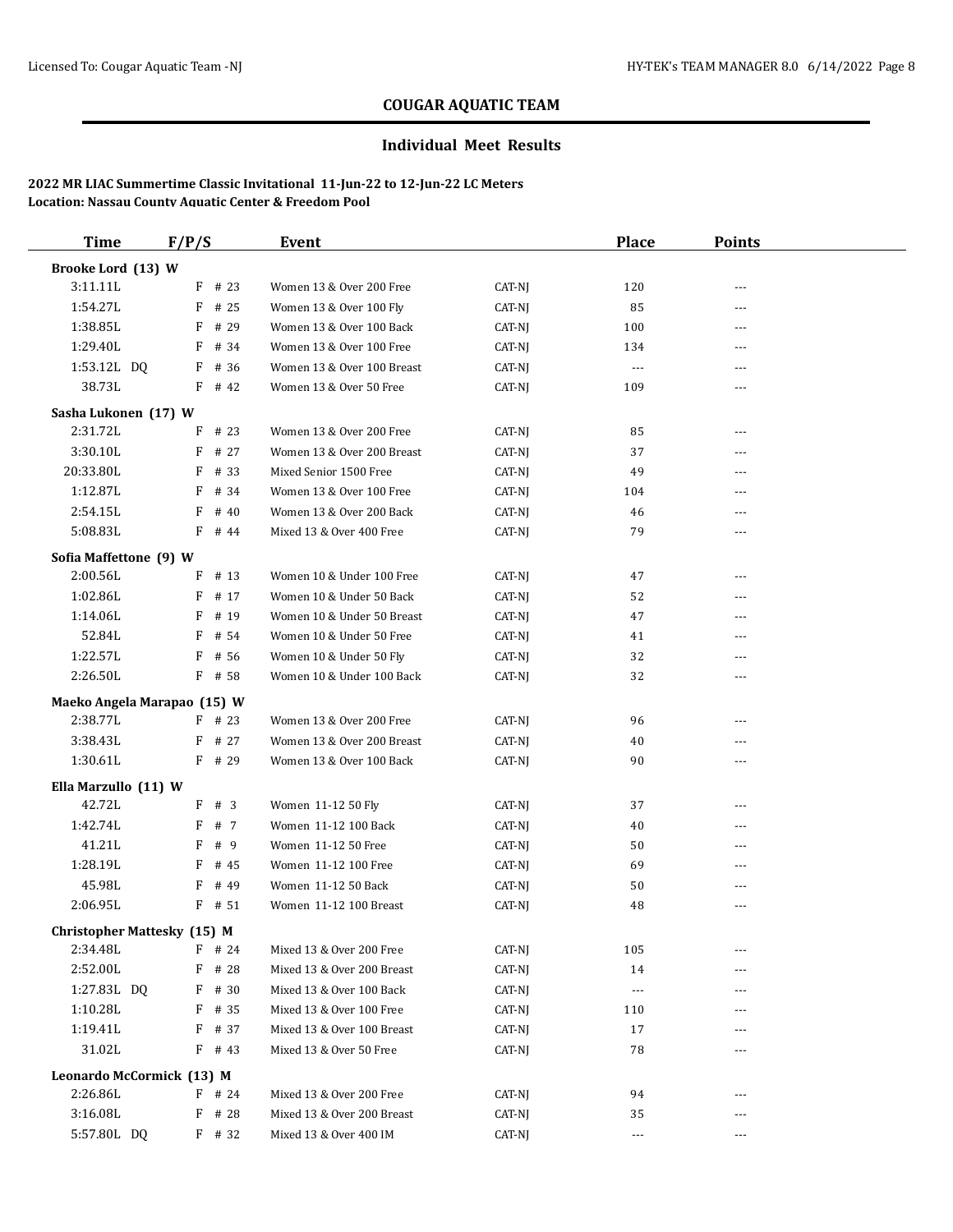## COUGAR AQUATIC TEAM

### Individual Meet Results

**2022 MR LIAC Summertime Classic Invitational 11-Jun-22 to 12-Jun-22 LC Meters**
**Location: Nassau County Aquatic Center & Freedom Pool**

| Time | F/P/S | Event | | Place | Points |
|---|---|---|---|---|---|
| **Brooke Lord (13) W** | | | | | |
| 3:11.11L | F # 23 | Women 13 & Over 200 Free | CAT-NJ | 120 | --- |
| 1:54.27L | F # 25 | Women 13 & Over 100 Fly | CAT-NJ | 85 | --- |
| 1:38.85L | F # 29 | Women 13 & Over 100 Back | CAT-NJ | 100 | --- |
| 1:29.40L | F # 34 | Women 13 & Over 100 Free | CAT-NJ | 134 | --- |
| 1:53.12L DQ | F # 36 | Women 13 & Over 100 Breast | CAT-NJ | --- | --- |
| 38.73L | F # 42 | Women 13 & Over 50 Free | CAT-NJ | 109 | --- |
| **Sasha Lukonen (17) W** | | | | | |
| 2:31.72L | F # 23 | Women 13 & Over 200 Free | CAT-NJ | 85 | --- |
| 3:30.10L | F # 27 | Women 13 & Over 200 Breast | CAT-NJ | 37 | --- |
| 20:33.80L | F # 33 | Mixed Senior 1500 Free | CAT-NJ | 49 | --- |
| 1:12.87L | F # 34 | Women 13 & Over 100 Free | CAT-NJ | 104 | --- |
| 2:54.15L | F # 40 | Women 13 & Over 200 Back | CAT-NJ | 46 | --- |
| 5:08.83L | F # 44 | Mixed 13 & Over 400 Free | CAT-NJ | 79 | --- |
| **Sofia Maffettone (9) W** | | | | | |
| 2:00.56L | F # 13 | Women 10 & Under 100 Free | CAT-NJ | 47 | --- |
| 1:02.86L | F # 17 | Women 10 & Under 50 Back | CAT-NJ | 52 | --- |
| 1:14.06L | F # 19 | Women 10 & Under 50 Breast | CAT-NJ | 47 | --- |
| 52.84L | F # 54 | Women 10 & Under 50 Free | CAT-NJ | 41 | --- |
| 1:22.57L | F # 56 | Women 10 & Under 50 Fly | CAT-NJ | 32 | --- |
| 2:26.50L | F # 58 | Women 10 & Under 100 Back | CAT-NJ | 32 | --- |
| **Maeko Angela Marapao (15) W** | | | | | |
| 2:38.77L | F # 23 | Women 13 & Over 200 Free | CAT-NJ | 96 | --- |
| 3:38.43L | F # 27 | Women 13 & Over 200 Breast | CAT-NJ | 40 | --- |
| 1:30.61L | F # 29 | Women 13 & Over 100 Back | CAT-NJ | 90 | --- |
| **Ella Marzullo (11) W** | | | | | |
| 42.72L | F # 3 | Women 11-12 50 Fly | CAT-NJ | 37 | --- |
| 1:42.74L | F # 7 | Women 11-12 100 Back | CAT-NJ | 40 | --- |
| 41.21L | F # 9 | Women 11-12 50 Free | CAT-NJ | 50 | --- |
| 1:28.19L | F # 45 | Women 11-12 100 Free | CAT-NJ | 69 | --- |
| 45.98L | F # 49 | Women 11-12 50 Back | CAT-NJ | 50 | --- |
| 2:06.95L | F # 51 | Women 11-12 100 Breast | CAT-NJ | 48 | --- |
| **Christopher Mattesky (15) M** | | | | | |
| 2:34.48L | F # 24 | Mixed 13 & Over 200 Free | CAT-NJ | 105 | --- |
| 2:52.00L | F # 28 | Mixed 13 & Over 200 Breast | CAT-NJ | 14 | --- |
| 1:27.83L DQ | F # 30 | Mixed 13 & Over 100 Back | CAT-NJ | --- | --- |
| 1:10.28L | F # 35 | Mixed 13 & Over 100 Free | CAT-NJ | 110 | --- |
| 1:19.41L | F # 37 | Mixed 13 & Over 100 Breast | CAT-NJ | 17 | --- |
| 31.02L | F # 43 | Mixed 13 & Over 50 Free | CAT-NJ | 78 | --- |
| **Leonardo McCormick (13) M** | | | | | |
| 2:26.86L | F # 24 | Mixed 13 & Over 200 Free | CAT-NJ | 94 | --- |
| 3:16.08L | F # 28 | Mixed 13 & Over 200 Breast | CAT-NJ | 35 | --- |
| 5:57.80L DQ | F # 32 | Mixed 13 & Over 400 IM | CAT-NJ | --- | --- |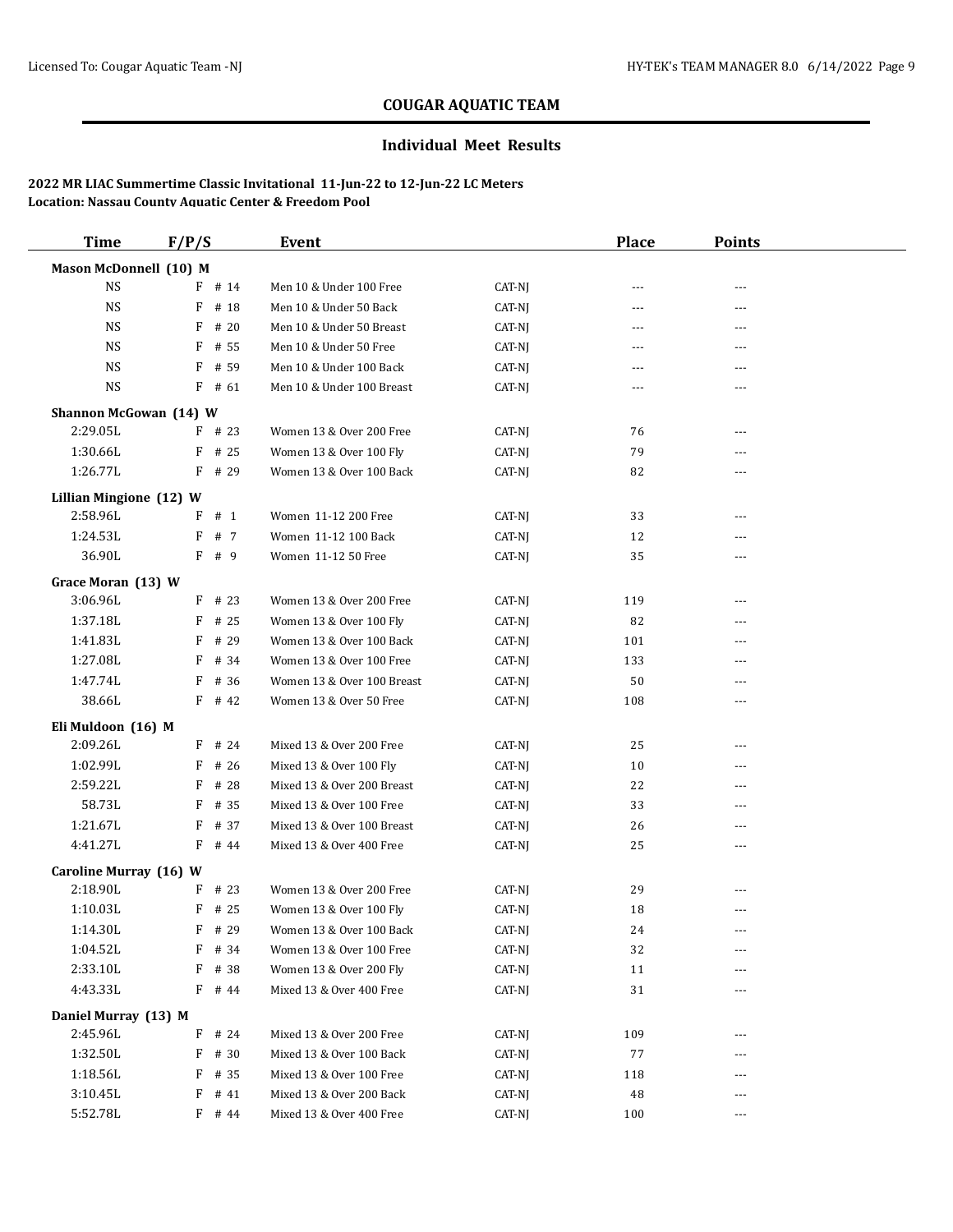# COUGAR AQUATIC TEAM

## Individual Meet Results

**2022 MR LIAC Summertime Classic Invitational 11-Jun-22 to 12-Jun-22 LC Meters**
**Location: Nassau County Aquatic Center & Freedom Pool**

| Time | F/P/S | Event | | Place | Points |
|---|---|---|---|---|---|
| **Mason McDonnell (10) M** | | | | | |
| NS | F # 14 | Men 10 & Under 100 Free | CAT-NJ | --- | --- |
| NS | F # 18 | Men 10 & Under 50 Back | CAT-NJ | --- | --- |
| NS | F # 20 | Men 10 & Under 50 Breast | CAT-NJ | --- | --- |
| NS | F # 55 | Men 10 & Under 50 Free | CAT-NJ | --- | --- |
| NS | F # 59 | Men 10 & Under 100 Back | CAT-NJ | --- | --- |
| NS | F # 61 | Men 10 & Under 100 Breast | CAT-NJ | --- | --- |
| **Shannon McGowan (14) W** | | | | | |
| 2:29.05L | F # 23 | Women 13 & Over 200 Free | CAT-NJ | 76 | --- |
| 1:30.66L | F # 25 | Women 13 & Over 100 Fly | CAT-NJ | 79 | --- |
| 1:26.77L | F # 29 | Women 13 & Over 100 Back | CAT-NJ | 82 | --- |
| **Lillian Mingione (12) W** | | | | | |
| 2:58.96L | F # 1 | Women 11-12 200 Free | CAT-NJ | 33 | --- |
| 1:24.53L | F # 7 | Women 11-12 100 Back | CAT-NJ | 12 | --- |
| 36.90L | F # 9 | Women 11-12 50 Free | CAT-NJ | 35 | --- |
| **Grace Moran (13) W** | | | | | |
| 3:06.96L | F # 23 | Women 13 & Over 200 Free | CAT-NJ | 119 | --- |
| 1:37.18L | F # 25 | Women 13 & Over 100 Fly | CAT-NJ | 82 | --- |
| 1:41.83L | F # 29 | Women 13 & Over 100 Back | CAT-NJ | 101 | --- |
| 1:27.08L | F # 34 | Women 13 & Over 100 Free | CAT-NJ | 133 | --- |
| 1:47.74L | F # 36 | Women 13 & Over 100 Breast | CAT-NJ | 50 | --- |
| 38.66L | F # 42 | Women 13 & Over 50 Free | CAT-NJ | 108 | --- |
| **Eli Muldoon (16) M** | | | | | |
| 2:09.26L | F # 24 | Mixed 13 & Over 200 Free | CAT-NJ | 25 | --- |
| 1:02.99L | F # 26 | Mixed 13 & Over 100 Fly | CAT-NJ | 10 | --- |
| 2:59.22L | F # 28 | Mixed 13 & Over 200 Breast | CAT-NJ | 22 | --- |
| 58.73L | F # 35 | Mixed 13 & Over 100 Free | CAT-NJ | 33 | --- |
| 1:21.67L | F # 37 | Mixed 13 & Over 100 Breast | CAT-NJ | 26 | --- |
| 4:41.27L | F # 44 | Mixed 13 & Over 400 Free | CAT-NJ | 25 | --- |
| **Caroline Murray (16) W** | | | | | |
| 2:18.90L | F # 23 | Women 13 & Over 200 Free | CAT-NJ | 29 | --- |
| 1:10.03L | F # 25 | Women 13 & Over 100 Fly | CAT-NJ | 18 | --- |
| 1:14.30L | F # 29 | Women 13 & Over 100 Back | CAT-NJ | 24 | --- |
| 1:04.52L | F # 34 | Women 13 & Over 100 Free | CAT-NJ | 32 | --- |
| 2:33.10L | F # 38 | Women 13 & Over 200 Fly | CAT-NJ | 11 | --- |
| 4:43.33L | F # 44 | Mixed 13 & Over 400 Free | CAT-NJ | 31 | --- |
| **Daniel Murray (13) M** | | | | | |
| 2:45.96L | F # 24 | Mixed 13 & Over 200 Free | CAT-NJ | 109 | --- |
| 1:32.50L | F # 30 | Mixed 13 & Over 100 Back | CAT-NJ | 77 | --- |
| 1:18.56L | F # 35 | Mixed 13 & Over 100 Free | CAT-NJ | 118 | --- |
| 3:10.45L | F # 41 | Mixed 13 & Over 200 Back | CAT-NJ | 48 | --- |
| 5:52.78L | F # 44 | Mixed 13 & Over 400 Free | CAT-NJ | 100 | --- |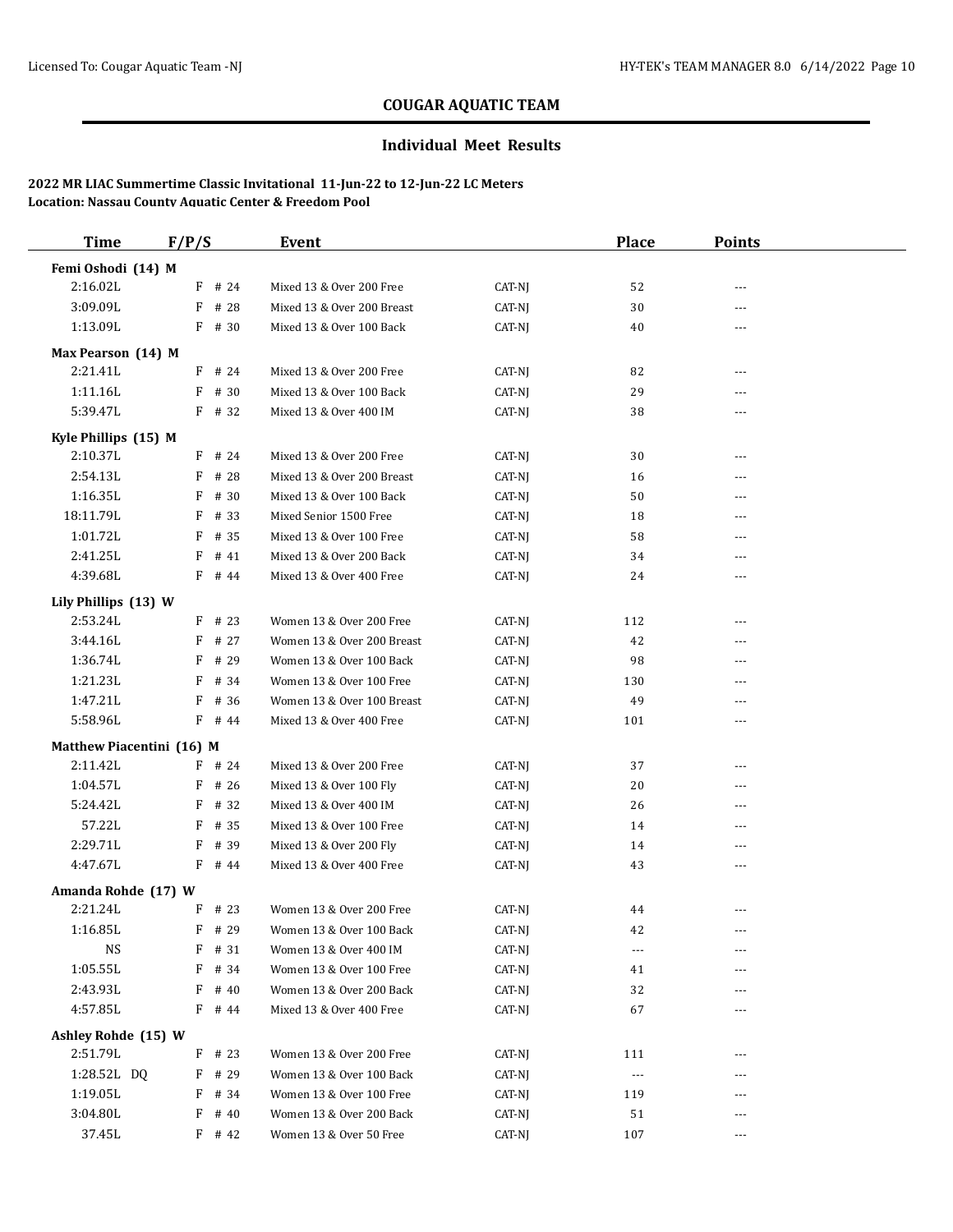## COUGAR AQUATIC TEAM

### Individual Meet Results

**2022 MR LIAC Summertime Classic Invitational 11-Jun-22 to 12-Jun-22 LC Meters**
**Location: Nassau County Aquatic Center & Freedom Pool**

| Time | F/P/S | Event | | Place | Points |
|---|---|---|---|---|---|
| **Femi Oshodi (14) M** | | | | | |
| 2:16.02L | F # 24 | Mixed 13 & Over 200 Free | CAT-NJ | 52 | --- |
| 3:09.09L | F # 28 | Mixed 13 & Over 200 Breast | CAT-NJ | 30 | --- |
| 1:13.09L | F # 30 | Mixed 13 & Over 100 Back | CAT-NJ | 40 | --- |
| **Max Pearson (14) M** | | | | | |
| 2:21.41L | F # 24 | Mixed 13 & Over 200 Free | CAT-NJ | 82 | --- |
| 1:11.16L | F # 30 | Mixed 13 & Over 100 Back | CAT-NJ | 29 | --- |
| 5:39.47L | F # 32 | Mixed 13 & Over 400 IM | CAT-NJ | 38 | --- |
| **Kyle Phillips (15) M** | | | | | |
| 2:10.37L | F # 24 | Mixed 13 & Over 200 Free | CAT-NJ | 30 | --- |
| 2:54.13L | F # 28 | Mixed 13 & Over 200 Breast | CAT-NJ | 16 | --- |
| 1:16.35L | F # 30 | Mixed 13 & Over 100 Back | CAT-NJ | 50 | --- |
| 18:11.79L | F # 33 | Mixed Senior 1500 Free | CAT-NJ | 18 | --- |
| 1:01.72L | F # 35 | Mixed 13 & Over 100 Free | CAT-NJ | 58 | --- |
| 2:41.25L | F # 41 | Mixed 13 & Over 200 Back | CAT-NJ | 34 | --- |
| 4:39.68L | F # 44 | Mixed 13 & Over 400 Free | CAT-NJ | 24 | --- |
| **Lily Phillips (13) W** | | | | | |
| 2:53.24L | F # 23 | Women 13 & Over 200 Free | CAT-NJ | 112 | --- |
| 3:44.16L | F # 27 | Women 13 & Over 200 Breast | CAT-NJ | 42 | --- |
| 1:36.74L | F # 29 | Women 13 & Over 100 Back | CAT-NJ | 98 | --- |
| 1:21.23L | F # 34 | Women 13 & Over 100 Free | CAT-NJ | 130 | --- |
| 1:47.21L | F # 36 | Women 13 & Over 100 Breast | CAT-NJ | 49 | --- |
| 5:58.96L | F # 44 | Mixed 13 & Over 400 Free | CAT-NJ | 101 | --- |
| **Matthew Piacentini (16) M** | | | | | |
| 2:11.42L | F # 24 | Mixed 13 & Over 200 Free | CAT-NJ | 37 | --- |
| 1:04.57L | F # 26 | Mixed 13 & Over 100 Fly | CAT-NJ | 20 | --- |
| 5:24.42L | F # 32 | Mixed 13 & Over 400 IM | CAT-NJ | 26 | --- |
| 57.22L | F # 35 | Mixed 13 & Over 100 Free | CAT-NJ | 14 | --- |
| 2:29.71L | F # 39 | Mixed 13 & Over 200 Fly | CAT-NJ | 14 | --- |
| 4:47.67L | F # 44 | Mixed 13 & Over 400 Free | CAT-NJ | 43 | --- |
| **Amanda Rohde (17) W** | | | | | |
| 2:21.24L | F # 23 | Women 13 & Over 200 Free | CAT-NJ | 44 | --- |
| 1:16.85L | F # 29 | Women 13 & Over 100 Back | CAT-NJ | 42 | --- |
| NS | F # 31 | Women 13 & Over 400 IM | CAT-NJ | --- | --- |
| 1:05.55L | F # 34 | Women 13 & Over 100 Free | CAT-NJ | 41 | --- |
| 2:43.93L | F # 40 | Women 13 & Over 200 Back | CAT-NJ | 32 | --- |
| 4:57.85L | F # 44 | Mixed 13 & Over 400 Free | CAT-NJ | 67 | --- |
| **Ashley Rohde (15) W** | | | | | |
| 2:51.79L | F # 23 | Women 13 & Over 200 Free | CAT-NJ | 111 | --- |
| 1:28.52L DQ | F # 29 | Women 13 & Over 100 Back | CAT-NJ | --- | --- |
| 1:19.05L | F # 34 | Women 13 & Over 100 Free | CAT-NJ | 119 | --- |
| 3:04.80L | F # 40 | Women 13 & Over 200 Back | CAT-NJ | 51 | --- |
| 37.45L | F # 42 | Women 13 & Over 50 Free | CAT-NJ | 107 | --- |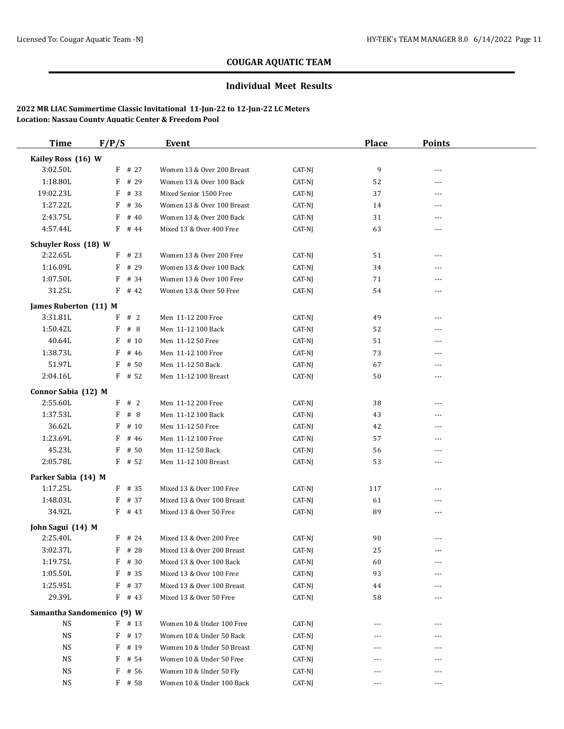## COUGAR AQUATIC TEAM

### Individual Meet Results

**2022 MR LIAC Summertime Classic Invitational 11-Jun-22 to 12-Jun-22 LC Meters**
**Location: Nassau County Aquatic Center & Freedom Pool**

| Time | F/P/S | Event | | Place | Points |
|---|---|---|---|---|---|
| **Kailey Ross (16) W** | | | | | |
| 3:02.50L | F # 27 | Women 13 & Over 200 Breast | CAT-NJ | 9 | --- |
| 1:18.80L | F # 29 | Women 13 & Over 100 Back | CAT-NJ | 52 | --- |
| 19:02.23L | F # 33 | Mixed Senior 1500 Free | CAT-NJ | 37 | --- |
| 1:27.22L | F # 36 | Women 13 & Over 100 Breast | CAT-NJ | 14 | --- |
| 2:43.75L | F # 40 | Women 13 & Over 200 Back | CAT-NJ | 31 | --- |
| 4:57.44L | F # 44 | Mixed 13 & Over 400 Free | CAT-NJ | 63 | --- |
| **Schuyler Ross (18) W** | | | | | |
| 2:22.65L | F # 23 | Women 13 & Over 200 Free | CAT-NJ | 51 | --- |
| 1:16.09L | F # 29 | Women 13 & Over 100 Back | CAT-NJ | 34 | --- |
| 1:07.50L | F # 34 | Women 13 & Over 100 Free | CAT-NJ | 71 | --- |
| 31.25L | F # 42 | Women 13 & Over 50 Free | CAT-NJ | 54 | --- |
| **James Ruberton (11) M** | | | | | |
| 3:31.81L | F # 2 | Men 11-12 200 Free | CAT-NJ | 49 | --- |
| 1:50.42L | F # 8 | Men 11-12 100 Back | CAT-NJ | 52 | --- |
| 40.64L | F # 10 | Men 11-12 50 Free | CAT-NJ | 51 | --- |
| 1:38.73L | F # 46 | Men 11-12 100 Free | CAT-NJ | 73 | --- |
| 51.97L | F # 50 | Men 11-12 50 Back | CAT-NJ | 67 | --- |
| 2:04.16L | F # 52 | Men 11-12 100 Breast | CAT-NJ | 50 | --- |
| **Connor Sabia (12) M** | | | | | |
| 2:55.60L | F # 2 | Men 11-12 200 Free | CAT-NJ | 38 | --- |
| 1:37.53L | F # 8 | Men 11-12 100 Back | CAT-NJ | 43 | --- |
| 36.62L | F # 10 | Men 11-12 50 Free | CAT-NJ | 42 | --- |
| 1:23.69L | F # 46 | Men 11-12 100 Free | CAT-NJ | 57 | --- |
| 45.23L | F # 50 | Men 11-12 50 Back | CAT-NJ | 56 | --- |
| 2:05.78L | F # 52 | Men 11-12 100 Breast | CAT-NJ | 53 | --- |
| **Parker Sabia (14) M** | | | | | |
| 1:17.25L | F # 35 | Mixed 13 & Over 100 Free | CAT-NJ | 117 | --- |
| 1:48.03L | F # 37 | Mixed 13 & Over 100 Breast | CAT-NJ | 61 | --- |
| 34.92L | F # 43 | Mixed 13 & Over 50 Free | CAT-NJ | 89 | --- |
| **John Sagui (14) M** | | | | | |
| 2:25.40L | F # 24 | Mixed 13 & Over 200 Free | CAT-NJ | 90 | --- |
| 3:02.37L | F # 28 | Mixed 13 & Over 200 Breast | CAT-NJ | 25 | --- |
| 1:19.75L | F # 30 | Mixed 13 & Over 100 Back | CAT-NJ | 60 | --- |
| 1:05.50L | F # 35 | Mixed 13 & Over 100 Free | CAT-NJ | 93 | --- |
| 1:25.95L | F # 37 | Mixed 13 & Over 100 Breast | CAT-NJ | 44 | --- |
| 29.39L | F # 43 | Mixed 13 & Over 50 Free | CAT-NJ | 58 | --- |
| **Samantha Sandomenico (9) W** | | | | | |
| NS | F # 13 | Women 10 & Under 100 Free | CAT-NJ | --- | --- |
| NS | F # 17 | Women 10 & Under 50 Back | CAT-NJ | --- | --- |
| NS | F # 19 | Women 10 & Under 50 Breast | CAT-NJ | --- | --- |
| NS | F # 54 | Women 10 & Under 50 Free | CAT-NJ | --- | --- |
| NS | F # 56 | Women 10 & Under 50 Fly | CAT-NJ | --- | --- |
| NS | F # 58 | Women 10 & Under 100 Back | CAT-NJ | --- | --- |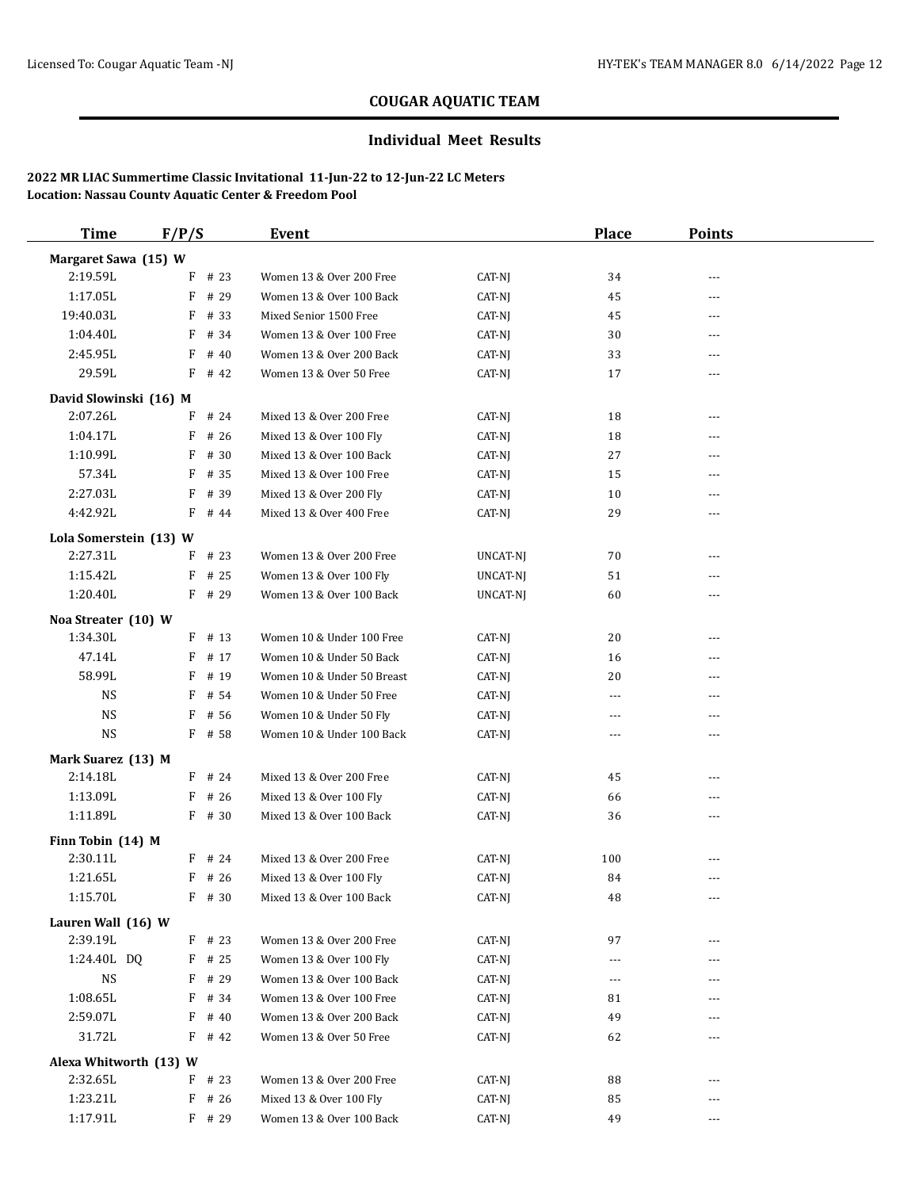## COUGAR AQUATIC TEAM

### Individual Meet Results

**2022 MR LIAC Summertime Classic Invitational 11-Jun-22 to 12-Jun-22 LC Meters**
**Location: Nassau County Aquatic Center & Freedom Pool**

| Time | F/P/S | | Event | | Place | Points |
|---|---|---|---|---|---|---|
| **Margaret Sawa (15) W** | | | | | | |
| 2:19.59L | F | # 23 | Women 13 & Over 200 Free | CAT-NJ | 34 | --- |
| 1:17.05L | F | # 29 | Women 13 & Over 100 Back | CAT-NJ | 45 | --- |
| 19:40.03L | F | # 33 | Mixed Senior 1500 Free | CAT-NJ | 45 | --- |
| 1:04.40L | F | # 34 | Women 13 & Over 100 Free | CAT-NJ | 30 | --- |
| 2:45.95L | F | # 40 | Women 13 & Over 200 Back | CAT-NJ | 33 | --- |
| 29.59L | F | # 42 | Women 13 & Over 50 Free | CAT-NJ | 17 | --- |
| **David Slowinski (16) M** | | | | | | |
| 2:07.26L | F | # 24 | Mixed 13 & Over 200 Free | CAT-NJ | 18 | --- |
| 1:04.17L | F | # 26 | Mixed 13 & Over 100 Fly | CAT-NJ | 18 | --- |
| 1:10.99L | F | # 30 | Mixed 13 & Over 100 Back | CAT-NJ | 27 | --- |
| 57.34L | F | # 35 | Mixed 13 & Over 100 Free | CAT-NJ | 15 | --- |
| 2:27.03L | F | # 39 | Mixed 13 & Over 200 Fly | CAT-NJ | 10 | --- |
| 4:42.92L | F | # 44 | Mixed 13 & Over 400 Free | CAT-NJ | 29 | --- |
| **Lola Somerstein (13) W** | | | | | | |
| 2:27.31L | F | # 23 | Women 13 & Over 200 Free | UNCAT-NJ | 70 | --- |
| 1:15.42L | F | # 25 | Women 13 & Over 100 Fly | UNCAT-NJ | 51 | --- |
| 1:20.40L | F | # 29 | Women 13 & Over 100 Back | UNCAT-NJ | 60 | --- |
| **Noa Streater (10) W** | | | | | | |
| 1:34.30L | F | # 13 | Women 10 & Under 100 Free | CAT-NJ | 20 | --- |
| 47.14L | F | # 17 | Women 10 & Under 50 Back | CAT-NJ | 16 | --- |
| 58.99L | F | # 19 | Women 10 & Under 50 Breast | CAT-NJ | 20 | --- |
| NS | F | # 54 | Women 10 & Under 50 Free | CAT-NJ | --- | --- |
| NS | F | # 56 | Women 10 & Under 50 Fly | CAT-NJ | --- | --- |
| NS | F | # 58 | Women 10 & Under 100 Back | CAT-NJ | --- | --- |
| **Mark Suarez (13) M** | | | | | | |
| 2:14.18L | F | # 24 | Mixed 13 & Over 200 Free | CAT-NJ | 45 | --- |
| 1:13.09L | F | # 26 | Mixed 13 & Over 100 Fly | CAT-NJ | 66 | --- |
| 1:11.89L | F | # 30 | Mixed 13 & Over 100 Back | CAT-NJ | 36 | --- |
| **Finn Tobin (14) M** | | | | | | |
| 2:30.11L | F | # 24 | Mixed 13 & Over 200 Free | CAT-NJ | 100 | --- |
| 1:21.65L | F | # 26 | Mixed 13 & Over 100 Fly | CAT-NJ | 84 | --- |
| 1:15.70L | F | # 30 | Mixed 13 & Over 100 Back | CAT-NJ | 48 | --- |
| **Lauren Wall (16) W** | | | | | | |
| 2:39.19L | F | # 23 | Women 13 & Over 200 Free | CAT-NJ | 97 | --- |
| 1:24.40L DQ | F | # 25 | Women 13 & Over 100 Fly | CAT-NJ | --- | --- |
| NS | F | # 29 | Women 13 & Over 100 Back | CAT-NJ | --- | --- |
| 1:08.65L | F | # 34 | Women 13 & Over 100 Free | CAT-NJ | 81 | --- |
| 2:59.07L | F | # 40 | Women 13 & Over 200 Back | CAT-NJ | 49 | --- |
| 31.72L | F | # 42 | Women 13 & Over 50 Free | CAT-NJ | 62 | --- |
| **Alexa Whitworth (13) W** | | | | | | |
| 2:32.65L | F | # 23 | Women 13 & Over 200 Free | CAT-NJ | 88 | --- |
| 1:23.21L | F | # 26 | Mixed 13 & Over 100 Fly | CAT-NJ | 85 | --- |
| 1:17.91L | F | # 29 | Women 13 & Over 100 Back | CAT-NJ | 49 | --- |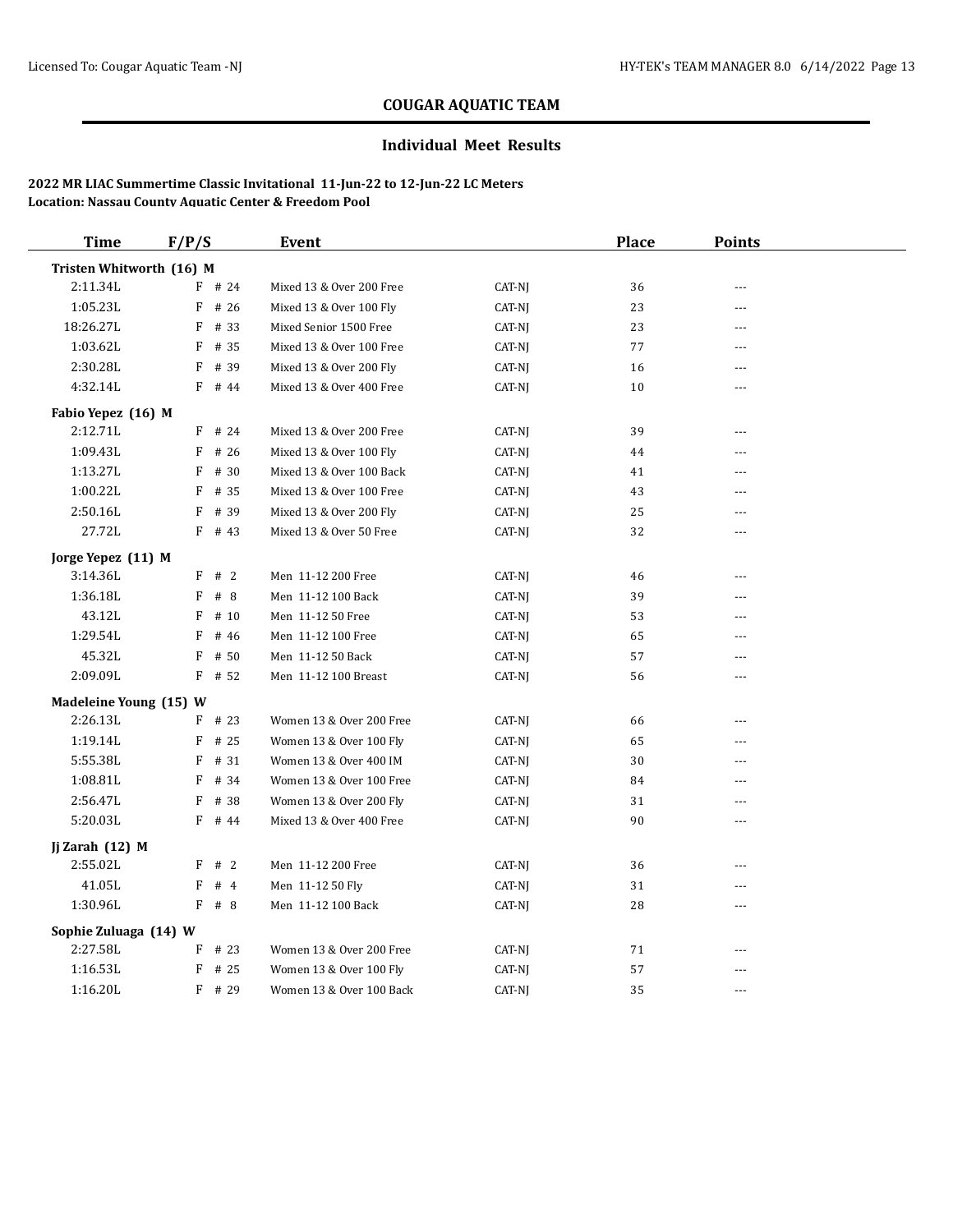# COUGAR AQUATIC TEAM

## Individual Meet Results

**2022 MR LIAC Summertime Classic Invitational 11-Jun-22 to 12-Jun-22 LC Meters**
**Location: Nassau County Aquatic Center & Freedom Pool**

| Time | F/P/S | Event | | Place | Points |
|---|---|---|---|---|---|
| **Tristen Whitworth (16) M** | | | | | |
| 2:11.34L | F # 24 | Mixed 13 & Over 200 Free | CAT-NJ | 36 | --- |
| 1:05.23L | F # 26 | Mixed 13 & Over 100 Fly | CAT-NJ | 23 | --- |
| 18:26.27L | F # 33 | Mixed Senior 1500 Free | CAT-NJ | 23 | --- |
| 1:03.62L | F # 35 | Mixed 13 & Over 100 Free | CAT-NJ | 77 | --- |
| 2:30.28L | F # 39 | Mixed 13 & Over 200 Fly | CAT-NJ | 16 | --- |
| 4:32.14L | F # 44 | Mixed 13 & Over 400 Free | CAT-NJ | 10 | --- |
| **Fabio Yepez (16) M** | | | | | |
| 2:12.71L | F # 24 | Mixed 13 & Over 200 Free | CAT-NJ | 39 | --- |
| 1:09.43L | F # 26 | Mixed 13 & Over 100 Fly | CAT-NJ | 44 | --- |
| 1:13.27L | F # 30 | Mixed 13 & Over 100 Back | CAT-NJ | 41 | --- |
| 1:00.22L | F # 35 | Mixed 13 & Over 100 Free | CAT-NJ | 43 | --- |
| 2:50.16L | F # 39 | Mixed 13 & Over 200 Fly | CAT-NJ | 25 | --- |
| 27.72L | F # 43 | Mixed 13 & Over 50 Free | CAT-NJ | 32 | --- |
| **Jorge Yepez (11) M** | | | | | |
| 3:14.36L | F # 2 | Men 11-12 200 Free | CAT-NJ | 46 | --- |
| 1:36.18L | F # 8 | Men 11-12 100 Back | CAT-NJ | 39 | --- |
| 43.12L | F # 10 | Men 11-12 50 Free | CAT-NJ | 53 | --- |
| 1:29.54L | F # 46 | Men 11-12 100 Free | CAT-NJ | 65 | --- |
| 45.32L | F # 50 | Men 11-12 50 Back | CAT-NJ | 57 | --- |
| 2:09.09L | F # 52 | Men 11-12 100 Breast | CAT-NJ | 56 | --- |
| **Madeleine Young (15) W** | | | | | |
| 2:26.13L | F # 23 | Women 13 & Over 200 Free | CAT-NJ | 66 | --- |
| 1:19.14L | F # 25 | Women 13 & Over 100 Fly | CAT-NJ | 65 | --- |
| 5:55.38L | F # 31 | Women 13 & Over 400 IM | CAT-NJ | 30 | --- |
| 1:08.81L | F # 34 | Women 13 & Over 100 Free | CAT-NJ | 84 | --- |
| 2:56.47L | F # 38 | Women 13 & Over 200 Fly | CAT-NJ | 31 | --- |
| 5:20.03L | F # 44 | Mixed 13 & Over 400 Free | CAT-NJ | 90 | --- |
| **Jj Zarah (12) M** | | | | | |
| 2:55.02L | F # 2 | Men 11-12 200 Free | CAT-NJ | 36 | --- |
| 41.05L | F # 4 | Men 11-12 50 Fly | CAT-NJ | 31 | --- |
| 1:30.96L | F # 8 | Men 11-12 100 Back | CAT-NJ | 28 | --- |
| **Sophie Zuluaga (14) W** | | | | | |
| 2:27.58L | F # 23 | Women 13 & Over 200 Free | CAT-NJ | 71 | --- |
| 1:16.53L | F # 25 | Women 13 & Over 100 Fly | CAT-NJ | 57 | --- |
| 1:16.20L | F # 29 | Women 13 & Over 100 Back | CAT-NJ | 35 | --- |